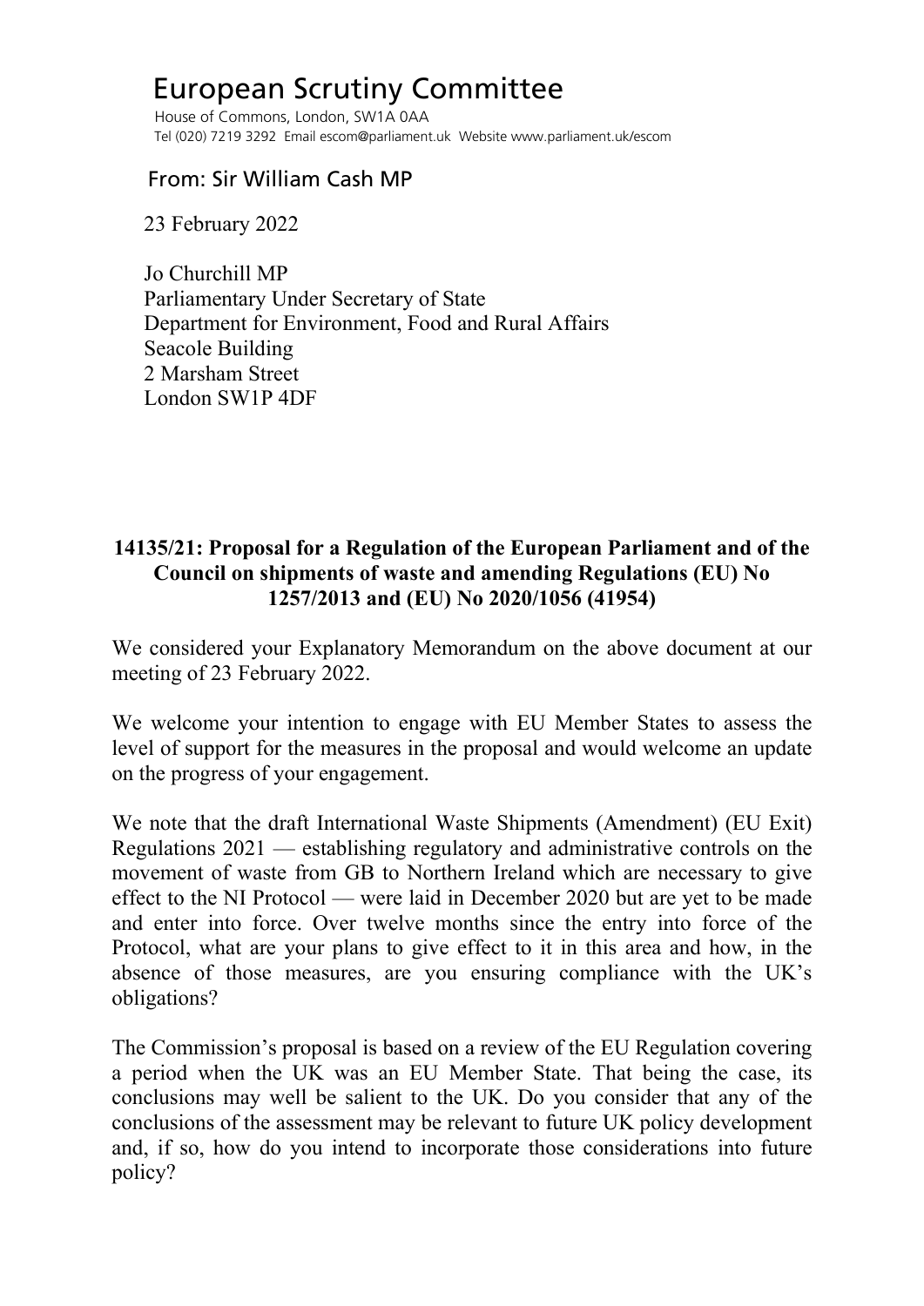# European Scrutiny Committee

House of Commons, London, SW1A 0AA
Tel (020) 7219 3292 Email escom@parliament.uk Website www.parliament.uk/escom

## From: Sir William Cash MP

23 February 2022

Jo Churchill MP
Parliamentary Under Secretary of State
Department for Environment, Food and Rural Affairs
Seacole Building
2 Marsham Street
London SW1P 4DF

**14135/21: Proposal for a Regulation of the European Parliament and of the Council on shipments of waste and amending Regulations (EU) No 1257/2013 and (EU) No 2020/1056 (41954)**

We considered your Explanatory Memorandum on the above document at our meeting of 23 February 2022.

We welcome your intention to engage with EU Member States to assess the level of support for the measures in the proposal and would welcome an update on the progress of your engagement.

We note that the draft International Waste Shipments (Amendment) (EU Exit) Regulations 2021 — establishing regulatory and administrative controls on the movement of waste from GB to Northern Ireland which are necessary to give effect to the NI Protocol — were laid in December 2020 but are yet to be made and enter into force. Over twelve months since the entry into force of the Protocol, what are your plans to give effect to it in this area and how, in the absence of those measures, are you ensuring compliance with the UK's obligations?

The Commission's proposal is based on a review of the EU Regulation covering a period when the UK was an EU Member State. That being the case, its conclusions may well be salient to the UK. Do you consider that any of the conclusions of the assessment may be relevant to future UK policy development and, if so, how do you intend to incorporate those considerations into future policy?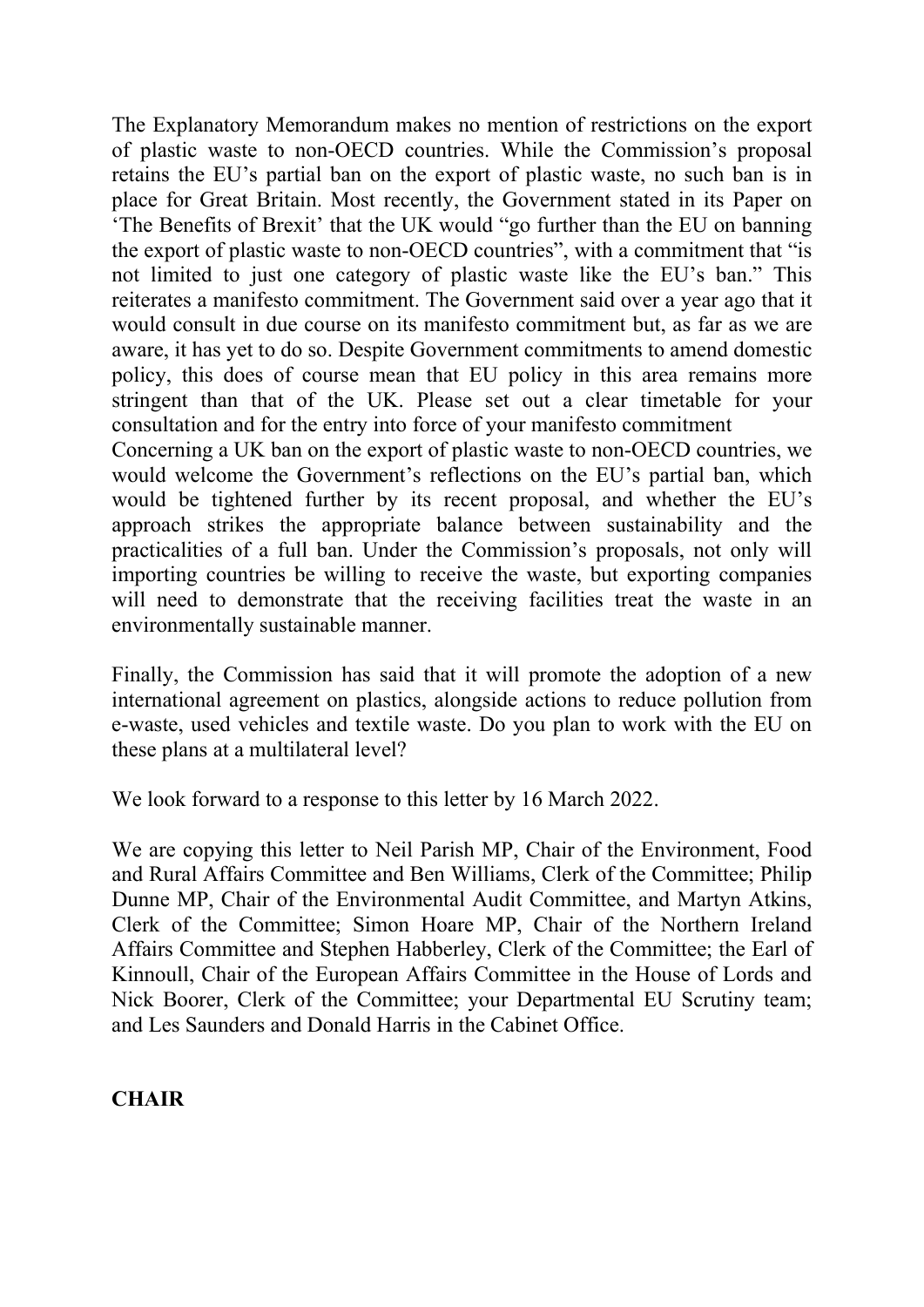The Explanatory Memorandum makes no mention of restrictions on the export of plastic waste to non-OECD countries. While the Commission's proposal retains the EU's partial ban on the export of plastic waste, no such ban is in place for Great Britain. Most recently, the Government stated in its Paper on 'The Benefits of Brexit' that the UK would "go further than the EU on banning the export of plastic waste to non-OECD countries", with a commitment that "is not limited to just one category of plastic waste like the EU's ban." This reiterates a manifesto commitment. The Government said over a year ago that it would consult in due course on its manifesto commitment but, as far as we are aware, it has yet to do so. Despite Government commitments to amend domestic policy, this does of course mean that EU policy in this area remains more stringent than that of the UK. Please set out a clear timetable for your consultation and for the entry into force of your manifesto commitment

Concerning a UK ban on the export of plastic waste to non-OECD countries, we would welcome the Government's reflections on the EU's partial ban, which would be tightened further by its recent proposal, and whether the EU's approach strikes the appropriate balance between sustainability and the practicalities of a full ban. Under the Commission's proposals, not only will importing countries be willing to receive the waste, but exporting companies will need to demonstrate that the receiving facilities treat the waste in an environmentally sustainable manner.

Finally, the Commission has said that it will promote the adoption of a new international agreement on plastics, alongside actions to reduce pollution from e-waste, used vehicles and textile waste. Do you plan to work with the EU on these plans at a multilateral level?

We look forward to a response to this letter by 16 March 2022.

We are copying this letter to Neil Parish MP, Chair of the Environment, Food and Rural Affairs Committee and Ben Williams, Clerk of the Committee; Philip Dunne MP, Chair of the Environmental Audit Committee, and Martyn Atkins, Clerk of the Committee; Simon Hoare MP, Chair of the Northern Ireland Affairs Committee and Stephen Habberley, Clerk of the Committee; the Earl of Kinnoull, Chair of the European Affairs Committee in the House of Lords and Nick Boorer, Clerk of the Committee; your Departmental EU Scrutiny team; and Les Saunders and Donald Harris in the Cabinet Office.

**CHAIR**